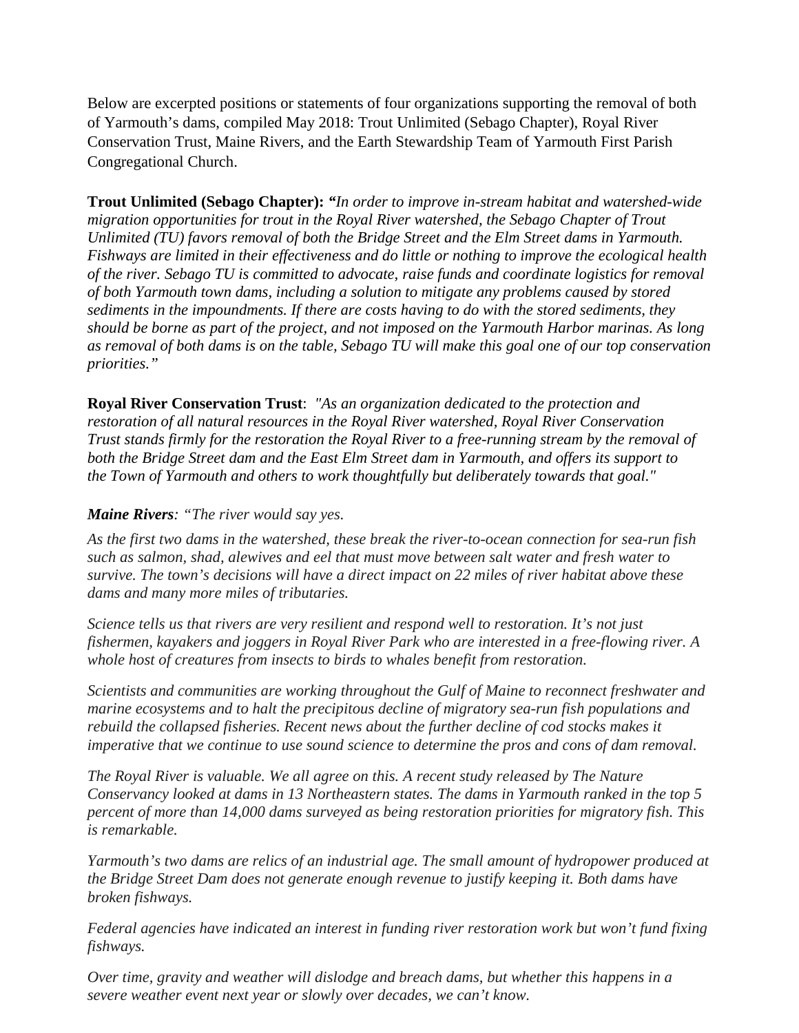Below are excerpted positions or statements of four organizations supporting the removal of both of Yarmouth's dams, compiled May 2018: Trout Unlimited (Sebago Chapter), Royal River Conservation Trust, Maine Rivers, and the Earth Stewardship Team of Yarmouth First Parish Congregational Church.

**Trout Unlimited (Sebago Chapter):** *"In order to improve in-stream habitat and watershed-wide migration opportunities for trout in the Royal River watershed, the Sebago Chapter of Trout Unlimited (TU) favors removal of both the Bridge Street and the Elm Street dams in Yarmouth. Fishways are limited in their effectiveness and do little or nothing to improve the ecological health of the river. Sebago TU is committed to advocate, raise funds and coordinate logistics for removal of both Yarmouth town dams, including a solution to mitigate any problems caused by stored sediments in the impoundments. If there are costs having to do with the stored sediments, they should be borne as part of the project, and not imposed on the Yarmouth Harbor marinas. As long as removal of both dams is on the table, Sebago TU will make this goal one of our top conservation priorities."*

**Royal River Conservation Trust**: *"As an organization dedicated to the protection and restoration of all natural resources in the Royal River watershed, Royal River Conservation Trust stands firmly for the restoration the Royal River to a free-running stream by the removal of both the Bridge Street dam and the East Elm Street dam in Yarmouth, and offers its support to the Town of Yarmouth and others to work thoughtfully but deliberately towards that goal."*

***Maine Rivers****: "The river would say yes.*

*As the first two dams in the watershed, these break the river-to-ocean connection for sea-run fish such as salmon, shad, alewives and eel that must move between salt water and fresh water to survive. The town's decisions will have a direct impact on 22 miles of river habitat above these dams and many more miles of tributaries.*

*Science tells us that rivers are very resilient and respond well to restoration. It's not just fishermen, kayakers and joggers in Royal River Park who are interested in a free-flowing river. A whole host of creatures from insects to birds to whales benefit from restoration.*

*Scientists and communities are working throughout the Gulf of Maine to reconnect freshwater and marine ecosystems and to halt the precipitous decline of migratory sea-run fish populations and rebuild the collapsed fisheries. Recent news about the further decline of cod stocks makes it imperative that we continue to use sound science to determine the pros and cons of dam removal.*

*The Royal River is valuable. We all agree on this. A recent study released by The Nature Conservancy looked at dams in 13 Northeastern states. The dams in Yarmouth ranked in the top 5 percent of more than 14,000 dams surveyed as being restoration priorities for migratory fish. This is remarkable.*

*Yarmouth's two dams are relics of an industrial age. The small amount of hydropower produced at the Bridge Street Dam does not generate enough revenue to justify keeping it. Both dams have broken fishways.*

*Federal agencies have indicated an interest in funding river restoration work but won't fund fixing fishways.*

*Over time, gravity and weather will dislodge and breach dams, but whether this happens in a severe weather event next year or slowly over decades, we can't know.*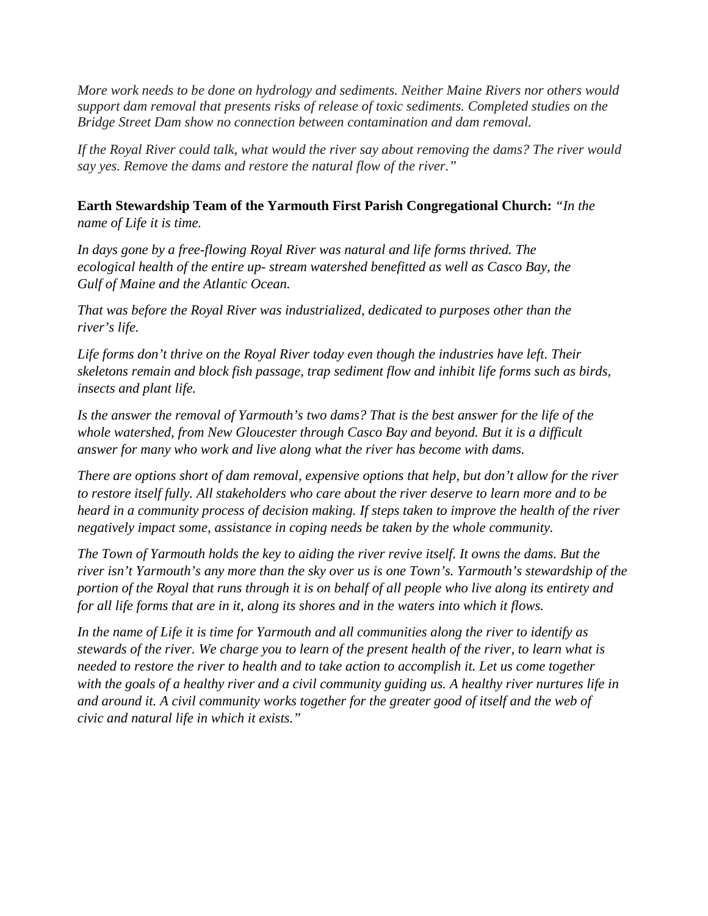*More work needs to be done on hydrology and sediments. Neither Maine Rivers nor others would support dam removal that presents risks of release of toxic sediments. Completed studies on the Bridge Street Dam show no connection between contamination and dam removal.*

*If the Royal River could talk, what would the river say about removing the dams? The river would say yes. Remove the dams and restore the natural flow of the river."*

**Earth Stewardship Team of the Yarmouth First Parish Congregational Church:** *"In the name of Life it is time.*

*In days gone by a free-flowing Royal River was natural and life forms thrived. The ecological health of the entire up- stream watershed benefitted as well as Casco Bay, the Gulf of Maine and the Atlantic Ocean.*

*That was before the Royal River was industrialized, dedicated to purposes other than the river's life.*

*Life forms don't thrive on the Royal River today even though the industries have left. Their skeletons remain and block fish passage, trap sediment flow and inhibit life forms such as birds, insects and plant life.*

*Is the answer the removal of Yarmouth's two dams? That is the best answer for the life of the whole watershed, from New Gloucester through Casco Bay and beyond. But it is a difficult answer for many who work and live along what the river has become with dams.*

*There are options short of dam removal, expensive options that help, but don't allow for the river to restore itself fully. All stakeholders who care about the river deserve to learn more and to be heard in a community process of decision making. If steps taken to improve the health of the river negatively impact some, assistance in coping needs be taken by the whole community.*

*The Town of Yarmouth holds the key to aiding the river revive itself. It owns the dams. But the river isn't Yarmouth's any more than the sky over us is one Town's. Yarmouth's stewardship of the portion of the Royal that runs through it is on behalf of all people who live along its entirety and for all life forms that are in it, along its shores and in the waters into which it flows.*

*In the name of Life it is time for Yarmouth and all communities along the river to identify as stewards of the river. We charge you to learn of the present health of the river, to learn what is needed to restore the river to health and to take action to accomplish it. Let us come together with the goals of a healthy river and a civil community guiding us. A healthy river nurtures life in and around it. A civil community works together for the greater good of itself and the web of civic and natural life in which it exists."*